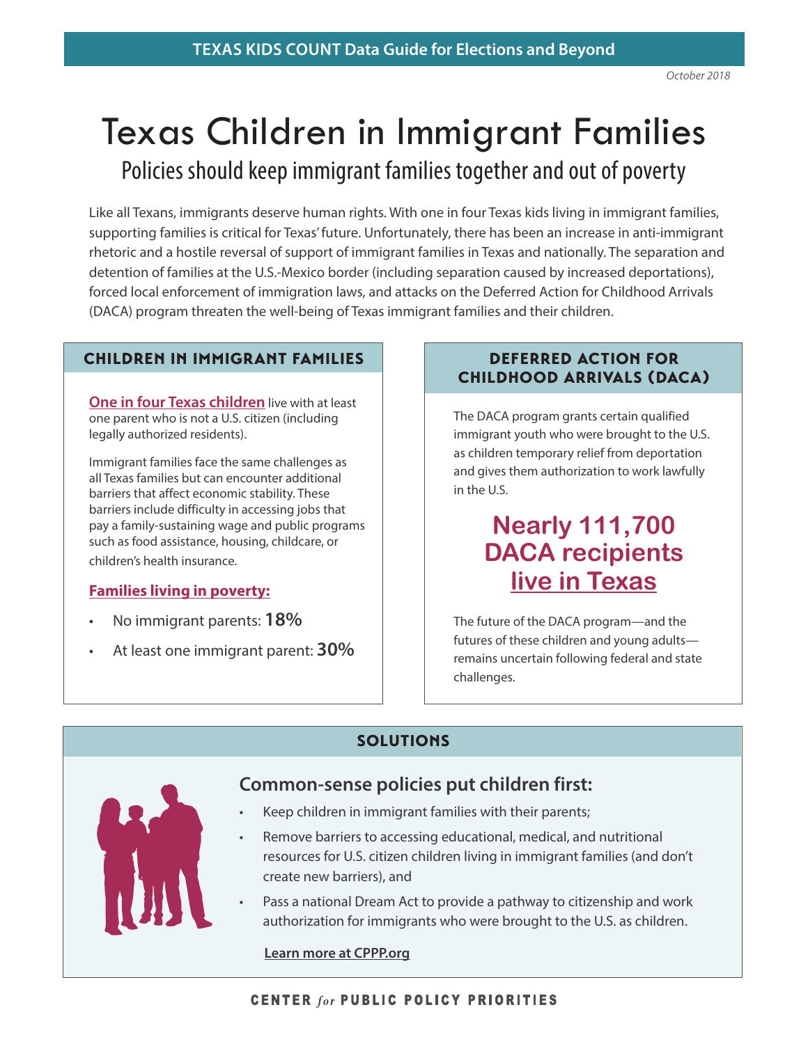TEXAS KIDS COUNT Data Guide for Elections and Beyond

*October 2018*

# Texas Children in Immigrant Families

## Policies should keep immigrant families together and out of poverty

Like all Texans, immigrants deserve human rights. With one in four Texas kids living in immigrant families, supporting families is critical for Texas' future. Unfortunately, there has been an increase in anti-immigrant rhetoric and a hostile reversal of support of immigrant families in Texas and nationally. The separation and detention of families at the U.S.-Mexico border (including separation caused by increased deportations), forced local enforcement of immigration laws, and attacks on the Deferred Action for Childhood Arrivals (DACA) program threaten the well-being of Texas immigrant families and their children.

### CHILDREN IN IMMIGRANT FAMILIES

**One in four Texas children** live with at least one parent who is not a U.S. citizen (including legally authorized residents).

Immigrant families face the same challenges as all Texas families but can encounter additional barriers that affect economic stability. These barriers include difficulty in accessing jobs that pay a family-sustaining wage and public programs such as food assistance, housing, childcare, or children's health insurance.

**Families living in poverty:**

- No immigrant parents: **18%**
- At least one immigrant parent: **30%**

### DEFERRED ACTION FOR CHILDHOOD ARRIVALS (DACA)

The DACA program grants certain qualified immigrant youth who were brought to the U.S. as children temporary relief from deportation and gives them authorization to work lawfully in the U.S.

**Nearly 111,700 DACA recipients live in Texas**

The future of the DACA program—and the futures of these children and young adults—remains uncertain following federal and state challenges.

### SOLUTIONS

**Common-sense policies put children first:**

- Keep children in immigrant families with their parents;
- Remove barriers to accessing educational, medical, and nutritional resources for U.S. citizen children living in immigrant families (and don't create new barriers), and
- Pass a national Dream Act to provide a pathway to citizenship and work authorization for immigrants who were brought to the U.S. as children.

**Learn more at CPPP.org**

CENTER *for* PUBLIC POLICY PRIORITIES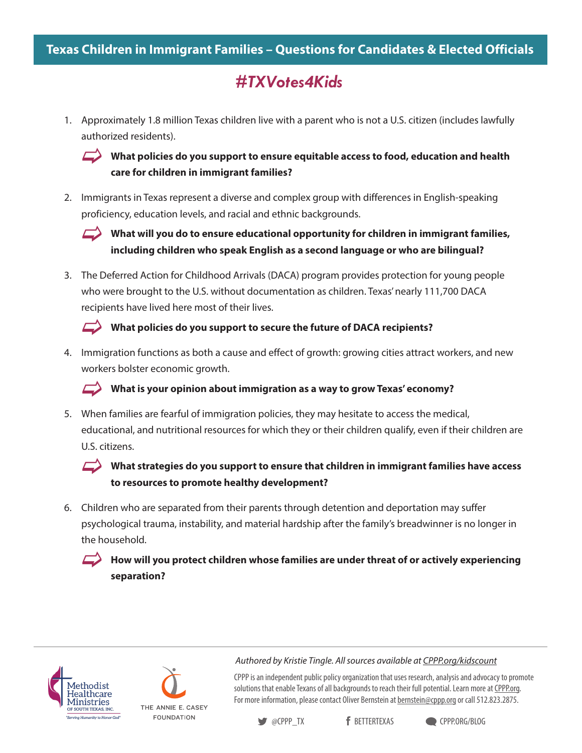# Texas Children in Immigrant Families – Questions for Candidates & Elected Officials

## #TXVotes4Kids

1. Approximately 1.8 million Texas children live with a parent who is not a U.S. citizen (includes lawfully authorized residents).

   **What policies do you support to ensure equitable access to food, education and health care for children in immigrant families?**

2. Immigrants in Texas represent a diverse and complex group with differences in English-speaking proficiency, education levels, and racial and ethnic backgrounds.

   **What will you do to ensure educational opportunity for children in immigrant families, including children who speak English as a second language or who are bilingual?**

3. The Deferred Action for Childhood Arrivals (DACA) program provides protection for young people who were brought to the U.S. without documentation as children. Texas' nearly 111,700 DACA recipients have lived here most of their lives.

   **What policies do you support to secure the future of DACA recipients?**

4. Immigration functions as both a cause and effect of growth: growing cities attract workers, and new workers bolster economic growth.

   **What is your opinion about immigration as a way to grow Texas' economy?**

5. When families are fearful of immigration policies, they may hesitate to access the medical, educational, and nutritional resources for which they or their children qualify, even if their children are U.S. citizens.

   **What strategies do you support to ensure that children in immigrant families have access to resources to promote healthy development?**

6. Children who are separated from their parents through detention and deportation may suffer psychological trauma, instability, and material hardship after the family's breadwinner is no longer in the household.

   **How will you protect children whose families are under threat of or actively experiencing separation?**

---

Methodist Healthcare Ministries of South Texas, Inc. "Serving Humanity to Honor God"

The Annie E. Casey Foundation

*Authored by Kristie Tingle. All sources available at CPPP.org/kidscount*

CPPP is an independent public policy organization that uses research, analysis and advocacy to promote solutions that enable Texans of all backgrounds to reach their full potential. Learn more at CPPP.org. For more information, please contact Oliver Bernstein at bernstein@cppp.org or call 512.823.2875.

@CPPP_TX BETTERTEXAS CPPP.ORG/BLOG